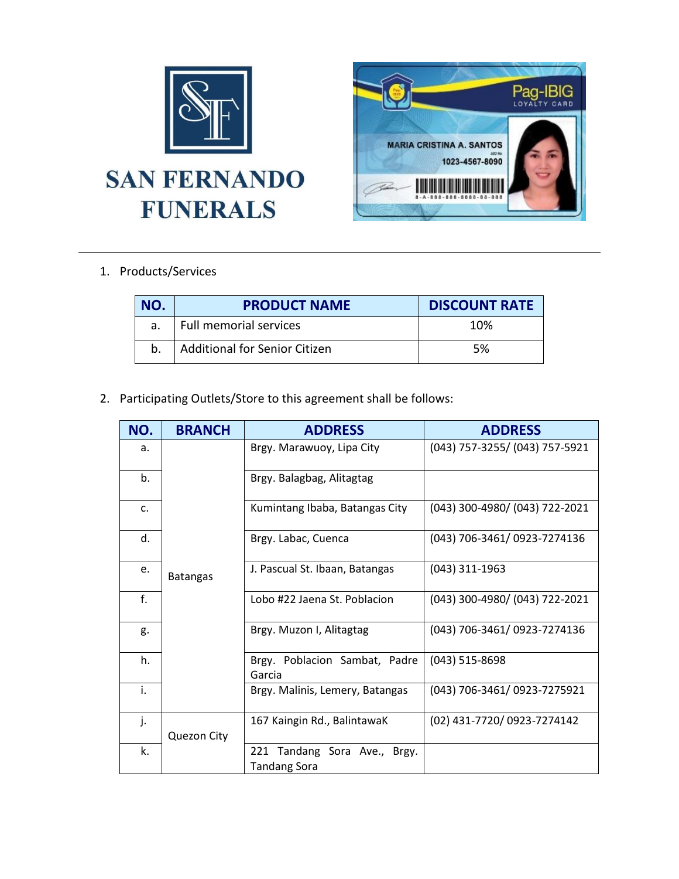# SAN FERNANDO FUNERALS

Pag-IBIG
LOYALTY CARD

MARIA CRISTINA A. SANTOS
1023-4567-8090

---

1. Products/Services

| NO. | PRODUCT NAME | DISCOUNT RATE |
|---|---|---|
| a. | Full memorial services | 10% |
| b. | Additional for Senior Citizen | 5% |

2. Participating Outlets/Store to this agreement shall be follows:

| NO. | BRANCH | ADDRESS | ADDRESS |
|---|---|---|---|
| a. | Batangas | Brgy. Marawuoy, Lipa City | (043) 757-3255/ (043) 757-5921 |
| b. | | Brgy. Balagbag, Alitagtag | |
| c. | | Kumintang Ibaba, Batangas City | (043) 300-4980/ (043) 722-2021 |
| d. | | Brgy. Labac, Cuenca | (043) 706-3461/ 0923-7274136 |
| e. | | J. Pascual St. Ibaan, Batangas | (043) 311-1963 |
| f. | | Lobo #22 Jaena St. Poblacion | (043) 300-4980/ (043) 722-2021 |
| g. | | Brgy. Muzon I, Alitagtag | (043) 706-3461/ 0923-7274136 |
| h. | | Brgy. Poblacion Sambat, Padre Garcia | (043) 515-8698 |
| i. | | Brgy. Malinis, Lemery, Batangas | (043) 706-3461/ 0923-7275921 |
| j. | Quezon City | 167 Kaingin Rd., BalintawaK | (02) 431-7720/ 0923-7274142 |
| k. | | 221 Tandang Sora Ave., Brgy. Tandang Sora | |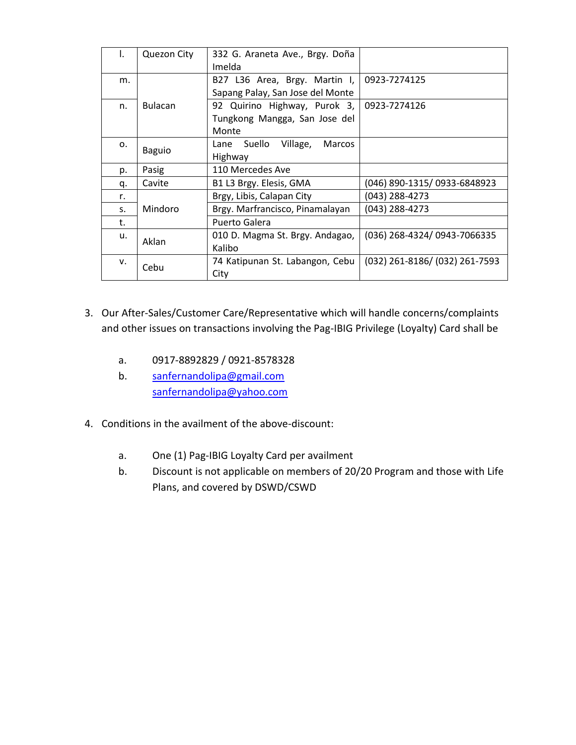| | | | |
|---|---|---|---|
| l. | Quezon City | 332 G. Araneta Ave., Brgy. Doña Imelda | |
| m. | Bulacan | B27 L36 Area, Brgy. Martin I, Sapang Palay, San Jose del Monte | 0923-7274125 |
| n. | | 92 Quirino Highway, Purok 3, Tungkong Mangga, San Jose del Monte | 0923-7274126 |
| o. | Baguio | Lane Suello Village, Marcos Highway | |
| p. | Pasig | 110 Mercedes Ave | |
| q. | Cavite | B1 L3 Brgy. Elesis, GMA | (046) 890-1315/ 0933-6848923 |
| r. | Mindoro | Brgy, Libis, Calapan City | (043) 288-4273 |
| s. | | Brgy. Marfrancisco, Pinamalayan | (043) 288-4273 |
| t. | | Puerto Galera | |
| u. | Aklan | 010 D. Magma St. Brgy. Andagao, Kalibo | (036) 268-4324/ 0943-7066335 |
| v. | Cebu | 74 Katipunan St. Labangon, Cebu City | (032) 261-8186/ (032) 261-7593 |

3. Our After-Sales/Customer Care/Representative which will handle concerns/complaints and other issues on transactions involving the Pag-IBIG Privilege (Loyalty) Card shall be

   a. 0917-8892829 / 0921-8578328
   
   b. sanfernandolipa@gmail.com
      sanfernandolipa@yahoo.com

4. Conditions in the availment of the above-discount:

   a. One (1) Pag-IBIG Loyalty Card per availment
   
   b. Discount is not applicable on members of 20/20 Program and those with Life Plans, and covered by DSWD/CSWD